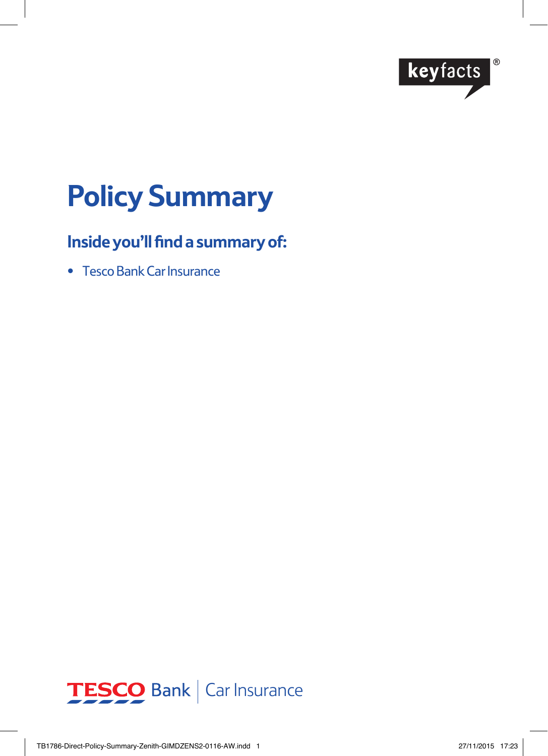keyfacts®

# Policy Summary

## Inside you'll find a summary of:

- Tesco Bank Car Insurance

TESCO Bank | Car Insurance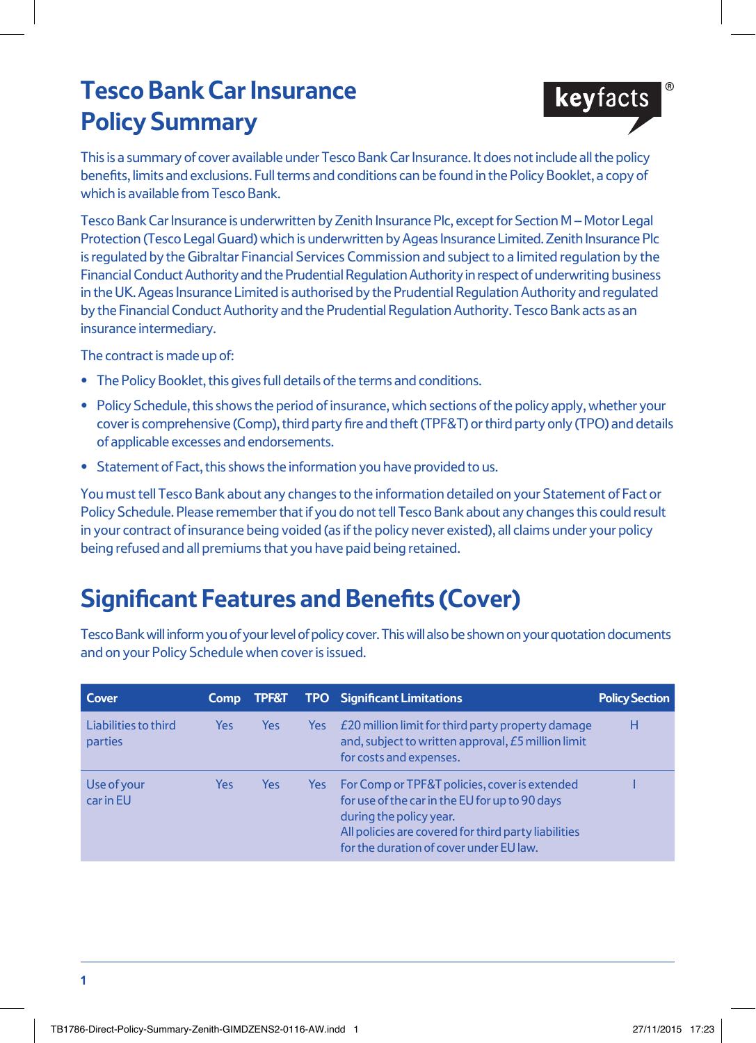# Tesco Bank Car Insurance Policy Summary

keyfacts®

This is a summary of cover available under Tesco Bank Car Insurance. It does not include all the policy benefits, limits and exclusions. Full terms and conditions can be found in the Policy Booklet, a copy of which is available from Tesco Bank.

Tesco Bank Car Insurance is underwritten by Zenith Insurance Plc, except for Section M – Motor Legal Protection (Tesco Legal Guard) which is underwritten by Ageas Insurance Limited. Zenith Insurance Plc is regulated by the Gibraltar Financial Services Commission and subject to a limited regulation by the Financial Conduct Authority and the Prudential Regulation Authority in respect of underwriting business in the UK. Ageas Insurance Limited is authorised by the Prudential Regulation Authority and regulated by the Financial Conduct Authority and the Prudential Regulation Authority. Tesco Bank acts as an insurance intermediary.

The contract is made up of:

- The Policy Booklet, this gives full details of the terms and conditions.
- Policy Schedule, this shows the period of insurance, which sections of the policy apply, whether your cover is comprehensive (Comp), third party fire and theft (TPF&T) or third party only (TPO) and details of applicable excesses and endorsements.
- Statement of Fact, this shows the information you have provided to us.

You must tell Tesco Bank about any changes to the information detailed on your Statement of Fact or Policy Schedule. Please remember that if you do not tell Tesco Bank about any changes this could result in your contract of insurance being voided (as if the policy never existed), all claims under your policy being refused and all premiums that you have paid being retained.

## Significant Features and Benefits (Cover)

Tesco Bank will inform you of your level of policy cover. This will also be shown on your quotation documents and on your Policy Schedule when cover is issued.

| Cover | Comp | TPF&T | TPO | Significant Limitations | Policy Section |
|---|---|---|---|---|---|
| Liabilities to third parties | Yes | Yes | Yes | £20 million limit for third party property damage and, subject to written approval, £5 million limit for costs and expenses. | H |
| Use of your car in EU | Yes | Yes | Yes | For Comp or TPF&T policies, cover is extended for use of the car in the EU for up to 90 days during the policy year.<br>All policies are covered for third party liabilities for the duration of cover under EU law. | I |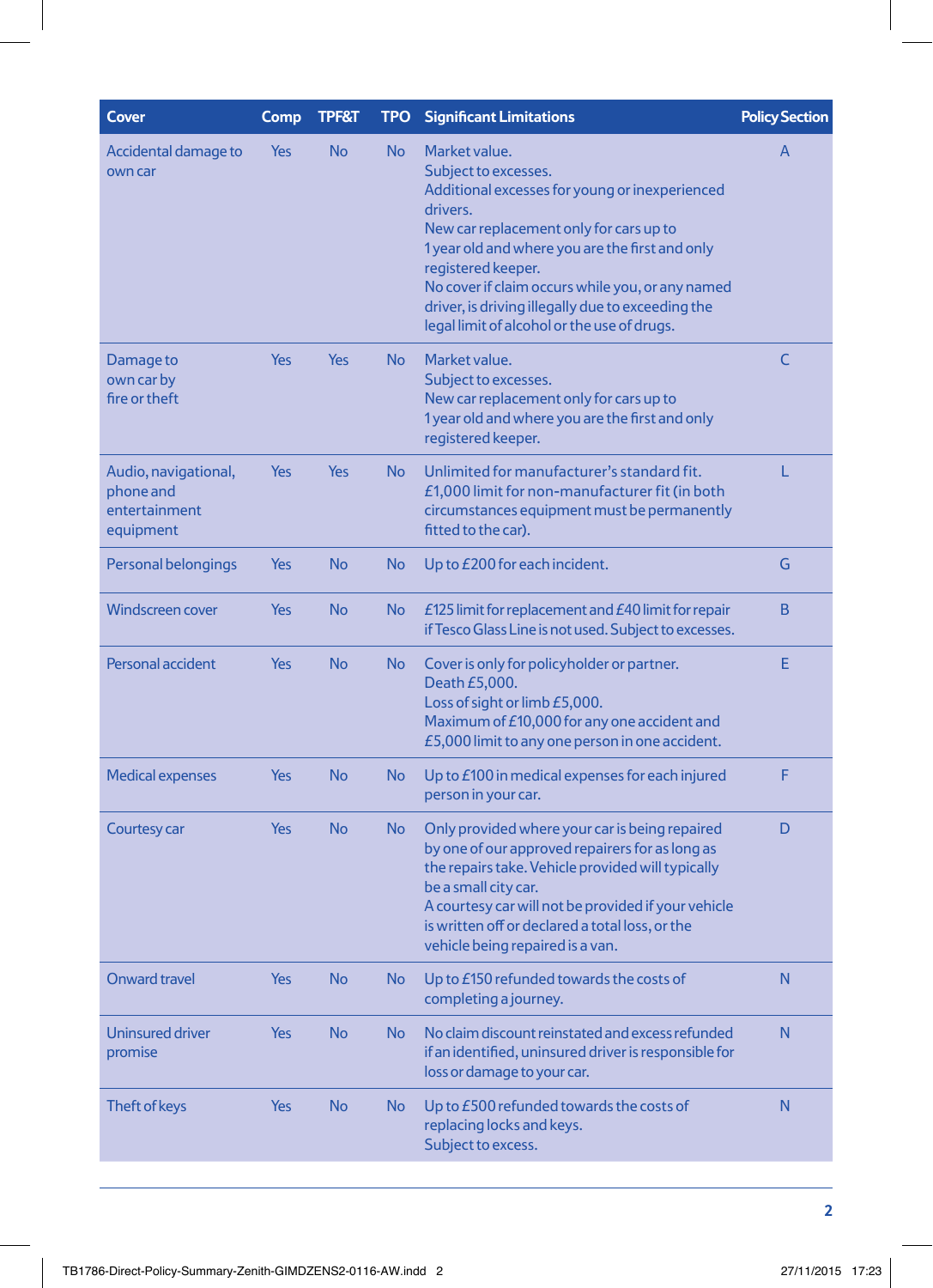| Cover | Comp | TPF&T | TPO | Significant Limitations | Policy Section |
|---|---|---|---|---|---|
| Accidental damage to own car | Yes | No | No | Market value.<br>Subject to excesses.<br>Additional excesses for young or inexperienced drivers.<br>New car replacement only for cars up to 1 year old and where you are the first and only registered keeper.<br>No cover if claim occurs while you, or any named driver, is driving illegally due to exceeding the legal limit of alcohol or the use of drugs. | A |
| Damage to own car by fire or theft | Yes | Yes | No | Market value.<br>Subject to excesses.<br>New car replacement only for cars up to 1 year old and where you are the first and only registered keeper. | C |
| Audio, navigational, phone and entertainment equipment | Yes | Yes | No | Unlimited for manufacturer's standard fit.<br>£1,000 limit for non-manufacturer fit (in both circumstances equipment must be permanently fitted to the car). | L |
| Personal belongings | Yes | No | No | Up to £200 for each incident. | G |
| Windscreen cover | Yes | No | No | £125 limit for replacement and £40 limit for repair if Tesco Glass Line is not used. Subject to excesses. | B |
| Personal accident | Yes | No | No | Cover is only for policyholder or partner.<br>Death £5,000.<br>Loss of sight or limb £5,000.<br>Maximum of £10,000 for any one accident and £5,000 limit to any one person in one accident. | E |
| Medical expenses | Yes | No | No | Up to £100 in medical expenses for each injured person in your car. | F |
| Courtesy car | Yes | No | No | Only provided where your car is being repaired by one of our approved repairers for as long as the repairs take. Vehicle provided will typically be a small city car.<br>A courtesy car will not be provided if your vehicle is written off or declared a total loss, or the vehicle being repaired is a van. | D |
| Onward travel | Yes | No | No | Up to £150 refunded towards the costs of completing a journey. | N |
| Uninsured driver promise | Yes | No | No | No claim discount reinstated and excess refunded if an identified, uninsured driver is responsible for loss or damage to your car. | N |
| Theft of keys | Yes | No | No | Up to £500 refunded towards the costs of replacing locks and keys.<br>Subject to excess. | N |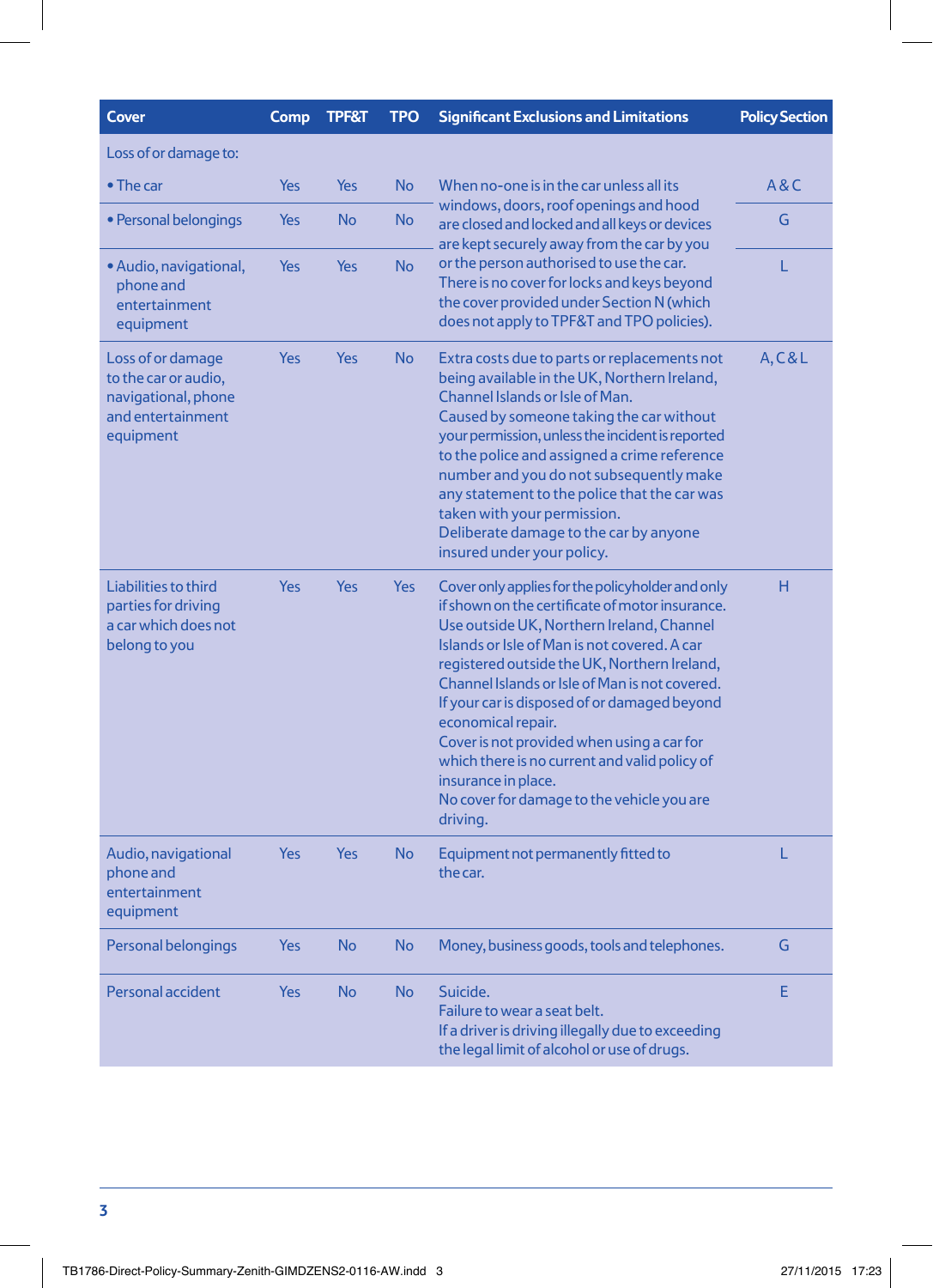| Cover | Comp | TPF&T | TPO | Significant Exclusions and Limitations | Policy Section |
|---|---|---|---|---|---|
| Loss of or damage to: | | | | | |
| • The car | Yes | Yes | No | When no-one is in the car unless all its windows, doors, roof openings and hood are closed and locked and all keys or devices are kept securely away from the car by you or the person authorised to use the car. There is no cover for locks and keys beyond the cover provided under Section N (which does not apply to TPF&T and TPO policies). | A & C |
| • Personal belongings | Yes | No | No | | G |
| • Audio, navigational, phone and entertainment equipment | Yes | Yes | No | | L |
| Loss of or damage to the car or audio, navigational, phone and entertainment equipment | Yes | Yes | No | Extra costs due to parts or replacements not being available in the UK, Northern Ireland, Channel Islands or Isle of Man.<br>Caused by someone taking the car without your permission, unless the incident is reported to the police and assigned a crime reference number and you do not subsequently make any statement to the police that the car was taken with your permission.<br>Deliberate damage to the car by anyone insured under your policy. | A, C & L |
| Liabilities to third parties for driving a car which does not belong to you | Yes | Yes | Yes | Cover only applies for the policyholder and only if shown on the certificate of motor insurance.<br>Use outside UK, Northern Ireland, Channel Islands or Isle of Man is not covered. A car registered outside the UK, Northern Ireland, Channel Islands or Isle of Man is not covered.<br>If your car is disposed of or damaged beyond economical repair.<br>Cover is not provided when using a car for which there is no current and valid policy of insurance in place.<br>No cover for damage to the vehicle you are driving. | H |
| Audio, navigational phone and entertainment equipment | Yes | Yes | No | Equipment not permanently fitted to the car. | L |
| Personal belongings | Yes | No | No | Money, business goods, tools and telephones. | G |
| Personal accident | Yes | No | No | Suicide.<br>Failure to wear a seat belt.<br>If a driver is driving illegally due to exceeding the legal limit of alcohol or use of drugs. | E |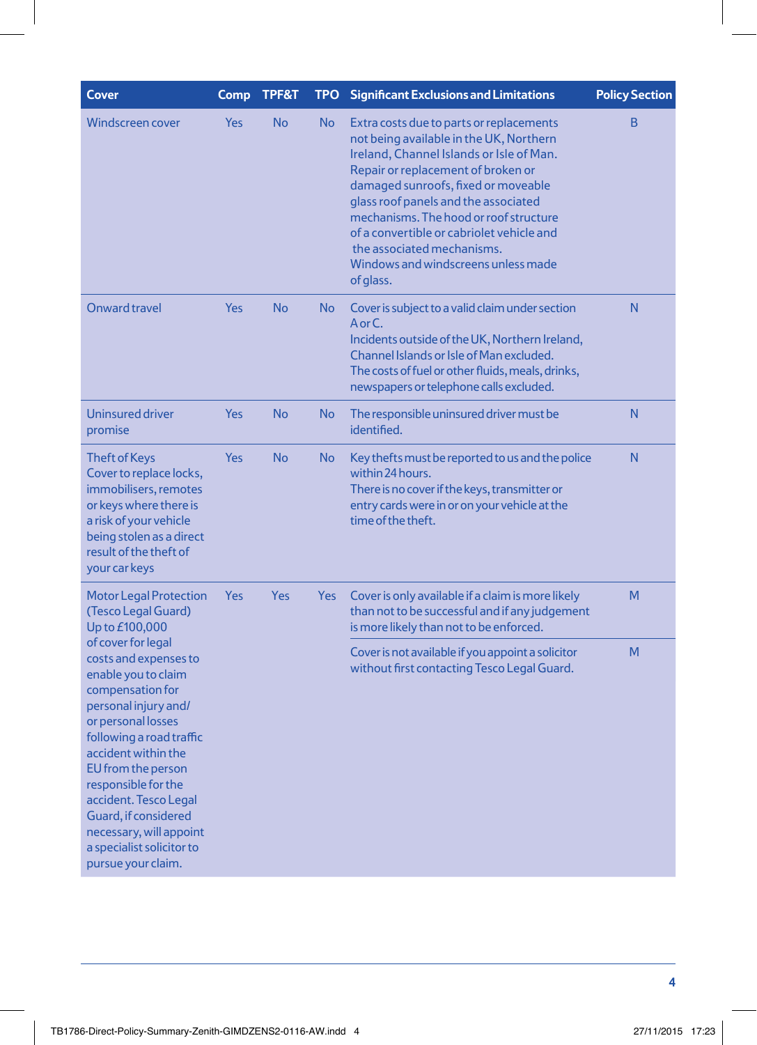| Cover | Comp | TPF&T | TPO | Significant Exclusions and Limitations | Policy Section |
|---|---|---|---|---|---|
| Windscreen cover | Yes | No | No | Extra costs due to parts or replacements not being available in the UK, Northern Ireland, Channel Islands or Isle of Man. Repair or replacement of broken or damaged sunroofs, fixed or moveable glass roof panels and the associated mechanisms. The hood or roof structure of a convertible or cabriolet vehicle and the associated mechanisms. Windows and windscreens unless made of glass. | B |
| Onward travel | Yes | No | No | Cover is subject to a valid claim under section A or C. Incidents outside of the UK, Northern Ireland, Channel Islands or Isle of Man excluded. The costs of fuel or other fluids, meals, drinks, newspapers or telephone calls excluded. | N |
| Uninsured driver promise | Yes | No | No | The responsible uninsured driver must be identified. | N |
| Theft of Keys<br>Cover to replace locks, immobilisers, remotes or keys where there is a risk of your vehicle being stolen as a direct result of the theft of your car keys | Yes | No | No | Key thefts must be reported to us and the police within 24 hours. There is no cover if the keys, transmitter or entry cards were in or on your vehicle at the time of the theft. | N |
| Motor Legal Protection (Tesco Legal Guard)<br>Up to £100,000 of cover for legal costs and expenses to enable you to claim compensation for personal injury and/ or personal losses following a road traffic accident within the EU from the person responsible for the accident. Tesco Legal Guard, if considered necessary, will appoint a specialist solicitor to pursue your claim. | Yes | Yes | Yes | Cover is only available if a claim is more likely than not to be successful and if any judgement is more likely than not to be enforced. | M |
| | | | | Cover is not available if you appoint a solicitor without first contacting Tesco Legal Guard. | M |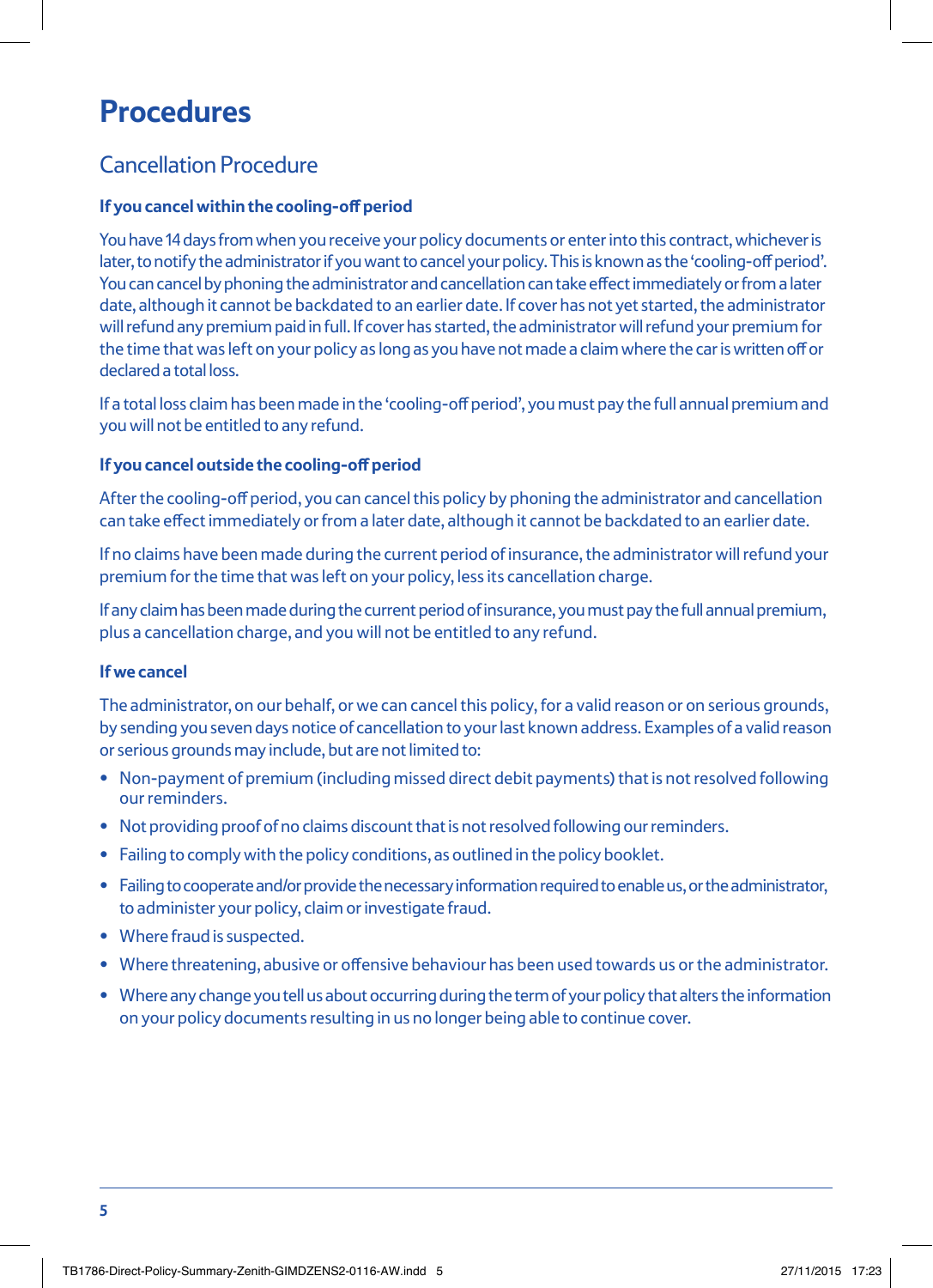# Procedures

## Cancellation Procedure

### If you cancel within the cooling-off period

You have 14 days from when you receive your policy documents or enter into this contract, whichever is later, to notify the administrator if you want to cancel your policy. This is known as the 'cooling-off period'. You can cancel by phoning the administrator and cancellation can take effect immediately or from a later date, although it cannot be backdated to an earlier date. If cover has not yet started, the administrator will refund any premium paid in full. If cover has started, the administrator will refund your premium for the time that was left on your policy as long as you have not made a claim where the car is written off or declared a total loss.

If a total loss claim has been made in the 'cooling-off period', you must pay the full annual premium and you will not be entitled to any refund.

### If you cancel outside the cooling-off period

After the cooling-off period, you can cancel this policy by phoning the administrator and cancellation can take effect immediately or from a later date, although it cannot be backdated to an earlier date.

If no claims have been made during the current period of insurance, the administrator will refund your premium for the time that was left on your policy, less its cancellation charge.

If any claim has been made during the current period of insurance, you must pay the full annual premium, plus a cancellation charge, and you will not be entitled to any refund.

### If we cancel

The administrator, on our behalf, or we can cancel this policy, for a valid reason or on serious grounds, by sending you seven days notice of cancellation to your last known address. Examples of a valid reason or serious grounds may include, but are not limited to:

- Non-payment of premium (including missed direct debit payments) that is not resolved following our reminders.
- Not providing proof of no claims discount that is not resolved following our reminders.
- Failing to comply with the policy conditions, as outlined in the policy booklet.
- Failing to cooperate and/or provide the necessary information required to enable us, or the administrator, to administer your policy, claim or investigate fraud.
- Where fraud is suspected.
- Where threatening, abusive or offensive behaviour has been used towards us or the administrator.
- Where any change you tell us about occurring during the term of your policy that alters the information on your policy documents resulting in us no longer being able to continue cover.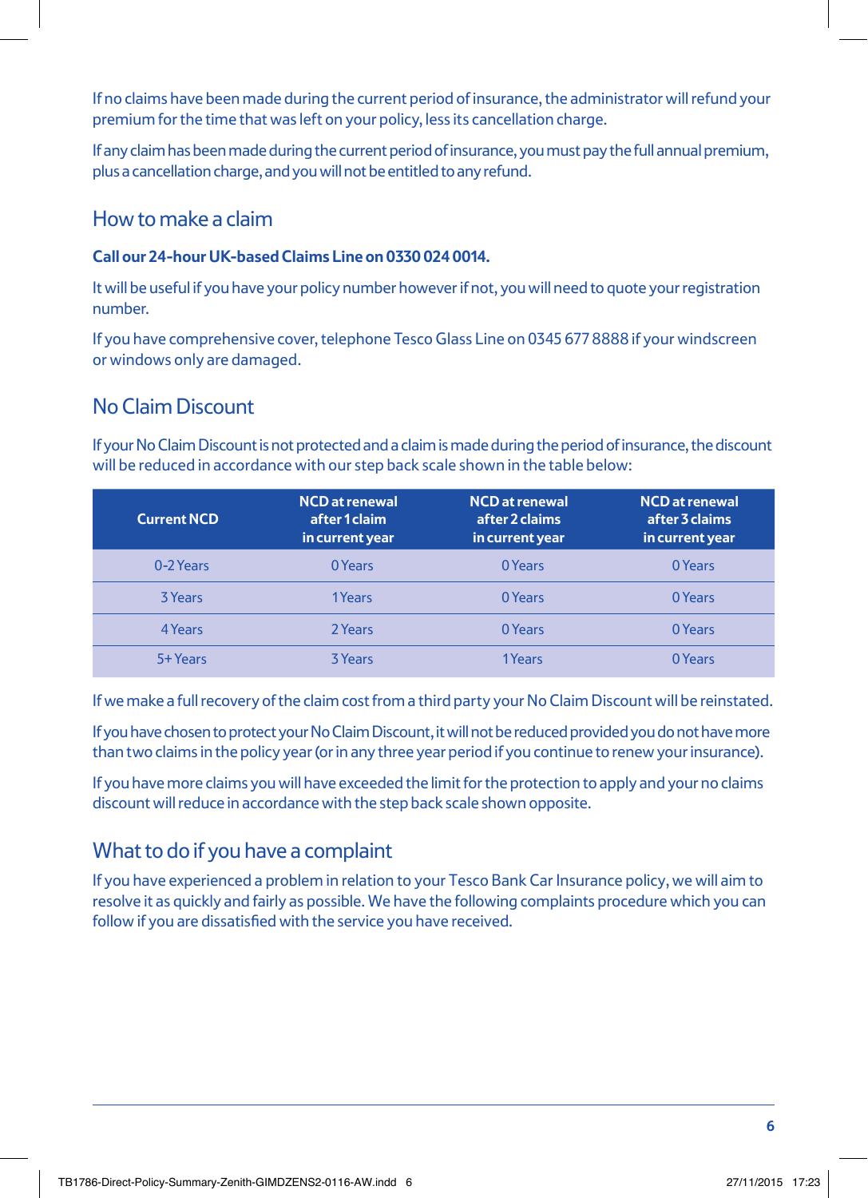If no claims have been made during the current period of insurance, the administrator will refund your premium for the time that was left on your policy, less its cancellation charge.

If any claim has been made during the current period of insurance, you must pay the full annual premium, plus a cancellation charge, and you will not be entitled to any refund.

## How to make a claim

**Call our 24-hour UK-based Claims Line on 0330 024 0014.**

It will be useful if you have your policy number however if not, you will need to quote your registration number.

If you have comprehensive cover, telephone Tesco Glass Line on 0345 677 8888 if your windscreen or windows only are damaged.

## No Claim Discount

If your No Claim Discount is not protected and a claim is made during the period of insurance, the discount will be reduced in accordance with our step back scale shown in the table below:

| Current NCD | NCD at renewal after 1 claim in current year | NCD at renewal after 2 claims in current year | NCD at renewal after 3 claims in current year |
|---|---|---|---|
| 0-2 Years | 0 Years | 0 Years | 0 Years |
| 3 Years | 1 Years | 0 Years | 0 Years |
| 4 Years | 2 Years | 0 Years | 0 Years |
| 5+ Years | 3 Years | 1 Years | 0 Years |

If we make a full recovery of the claim cost from a third party your No Claim Discount will be reinstated.

If you have chosen to protect your No Claim Discount, it will not be reduced provided you do not have more than two claims in the policy year (or in any three year period if you continue to renew your insurance).

If you have more claims you will have exceeded the limit for the protection to apply and your no claims discount will reduce in accordance with the step back scale shown opposite.

## What to do if you have a complaint

If you have experienced a problem in relation to your Tesco Bank Car Insurance policy, we will aim to resolve it as quickly and fairly as possible. We have the following complaints procedure which you can follow if you are dissatisfied with the service you have received.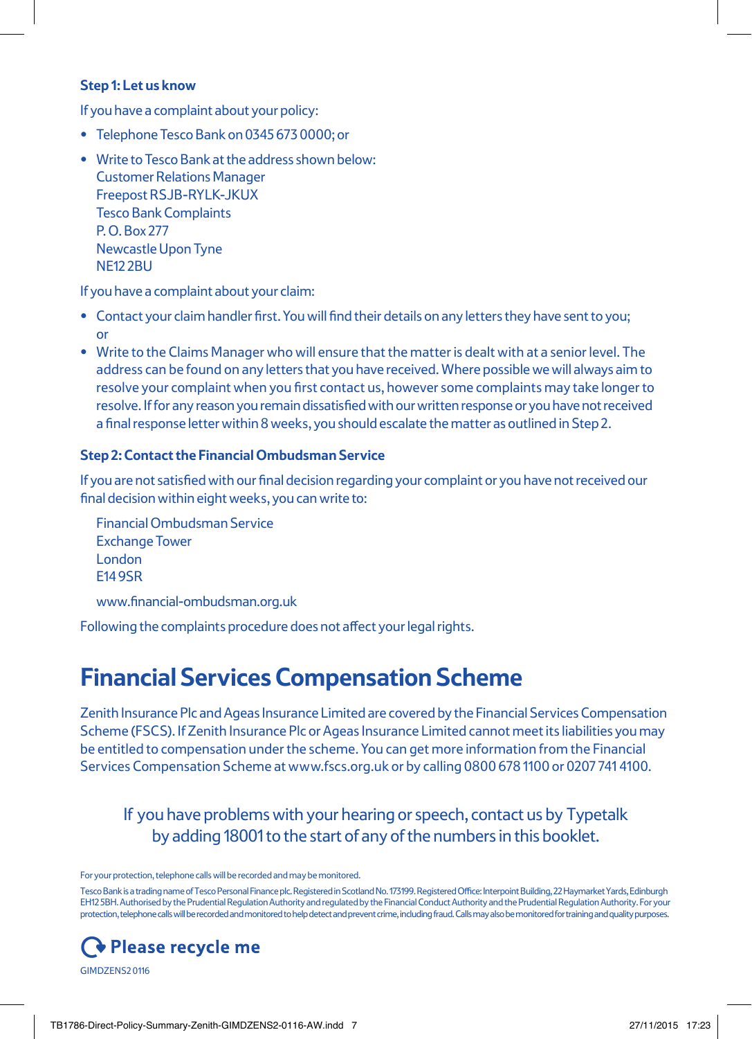### Step 1: Let us know

If you have a complaint about your policy:

- Telephone Tesco Bank on 0345 673 0000; or
- Write to Tesco Bank at the address shown below:
  Customer Relations Manager
  Freepost RSJB-RYLK-JKUX
  Tesco Bank Complaints
  P. O. Box 277
  Newcastle Upon Tyne
  NE12 2BU

If you have a complaint about your claim:

- Contact your claim handler first. You will find their details on any letters they have sent to you; or
- Write to the Claims Manager who will ensure that the matter is dealt with at a senior level. The address can be found on any letters that you have received. Where possible we will always aim to resolve your complaint when you first contact us, however some complaints may take longer to resolve. If for any reason you remain dissatisfied with our written response or you have not received a final response letter within 8 weeks, you should escalate the matter as outlined in Step 2.

### Step 2: Contact the Financial Ombudsman Service

If you are not satisfied with our final decision regarding your complaint or you have not received our final decision within eight weeks, you can write to:

Financial Ombudsman Service
Exchange Tower
London
E14 9SR

www.financial-ombudsman.org.uk

Following the complaints procedure does not affect your legal rights.

## Financial Services Compensation Scheme

Zenith Insurance Plc and Ageas Insurance Limited are covered by the Financial Services Compensation Scheme (FSCS). If Zenith Insurance Plc or Ageas Insurance Limited cannot meet its liabilities you may be entitled to compensation under the scheme. You can get more information from the Financial Services Compensation Scheme at www.fscs.org.uk or by calling 0800 678 1100 or 0207 741 4100.

If you have problems with your hearing or speech, contact us by Typetalk by adding 18001 to the start of any of the numbers in this booklet.

For your protection, telephone calls will be recorded and may be monitored.

Tesco Bank is a trading name of Tesco Personal Finance plc. Registered in Scotland No. 173199. Registered Office: Interpoint Building, 22 Haymarket Yards, Edinburgh EH12 5BH. Authorised by the Prudential Regulation Authority and regulated by the Financial Conduct Authority and the Prudential Regulation Authority. For your protection, telephone calls will be recorded and monitored to help detect and prevent crime, including fraud. Calls may also be monitored for training and quality purposes.

**Please recycle me**

GIMDZENS2 0116